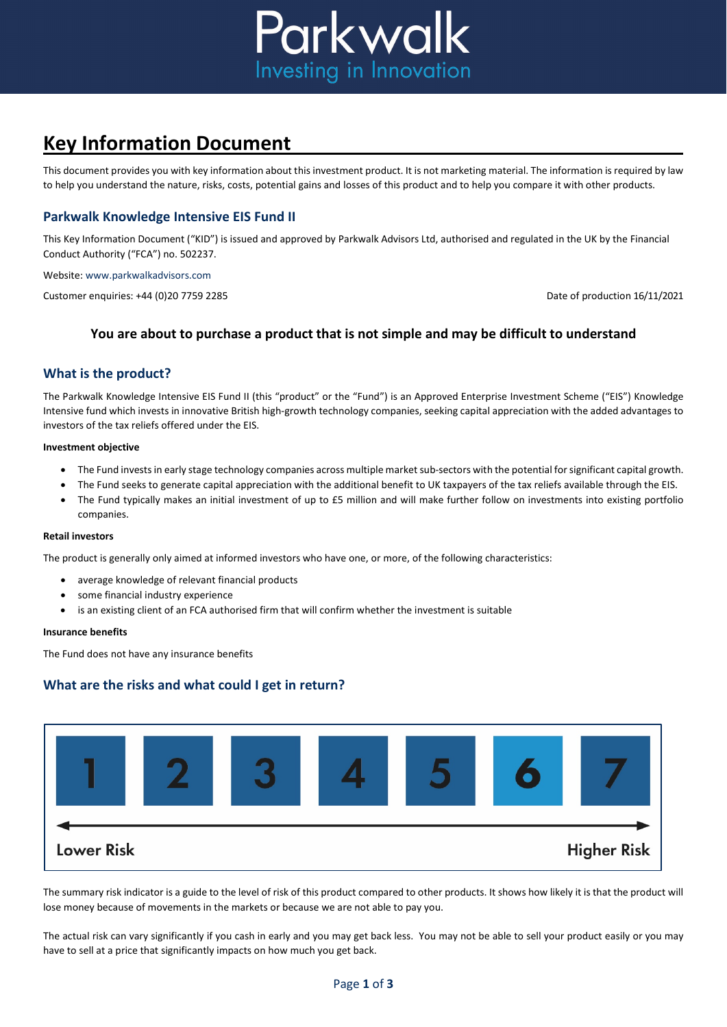# Key Information Document

This document provides you with key information about this investment product. It is not marketing material. The information is required by law to help you understand the nature, risks, costs, potential gains and losses of this product and to help you compare it with other products.

## Parkwalk Knowledge Intensive EIS Fund II

This Key Information Document ("KID") is issued and approved by Parkwalk Advisors Ltd, authorised and regulated in the UK by the Financial Conduct Authority ("FCA") no. 502237.

Website: www.parkwalkadvisors.com

Customer enquiries: +44 (0)20 7759 2285

Date of production 16/11/2021

**You are about to purchase a product that is not simple and may be difficult to understand**

## What is the product?

The Parkwalk Knowledge Intensive EIS Fund II (this "product" or the "Fund") is an Approved Enterprise Investment Scheme ("EIS") Knowledge Intensive fund which invests in innovative British high-growth technology companies, seeking capital appreciation with the added advantages to investors of the tax reliefs offered under the EIS.

**Investment objective**

- The Fund invests in early stage technology companies across multiple market sub-sectors with the potential for significant capital growth.
- The Fund seeks to generate capital appreciation with the additional benefit to UK taxpayers of the tax reliefs available through the EIS.
- The Fund typically makes an initial investment of up to £5 million and will make further follow on investments into existing portfolio companies.

**Retail investors**

The product is generally only aimed at informed investors who have one, or more, of the following characteristics:

- average knowledge of relevant financial products
- some financial industry experience
- is an existing client of an FCA authorised firm that will confirm whether the investment is suitable

**Insurance benefits**

The Fund does not have any insurance benefits

## What are the risks and what could I get in return?

| 1 | 2 | 3 | 4 | 5 | **6** | 7 |
|---|---|---|---|---|---|---|

Lower Risk ← → Higher Risk

The summary risk indicator is a guide to the level of risk of this product compared to other products. It shows how likely it is that the product will lose money because of movements in the markets or because we are not able to pay you.

The actual risk can vary significantly if you cash in early and you may get back less. You may not be able to sell your product easily or you may have to sell at a price that significantly impacts on how much you get back.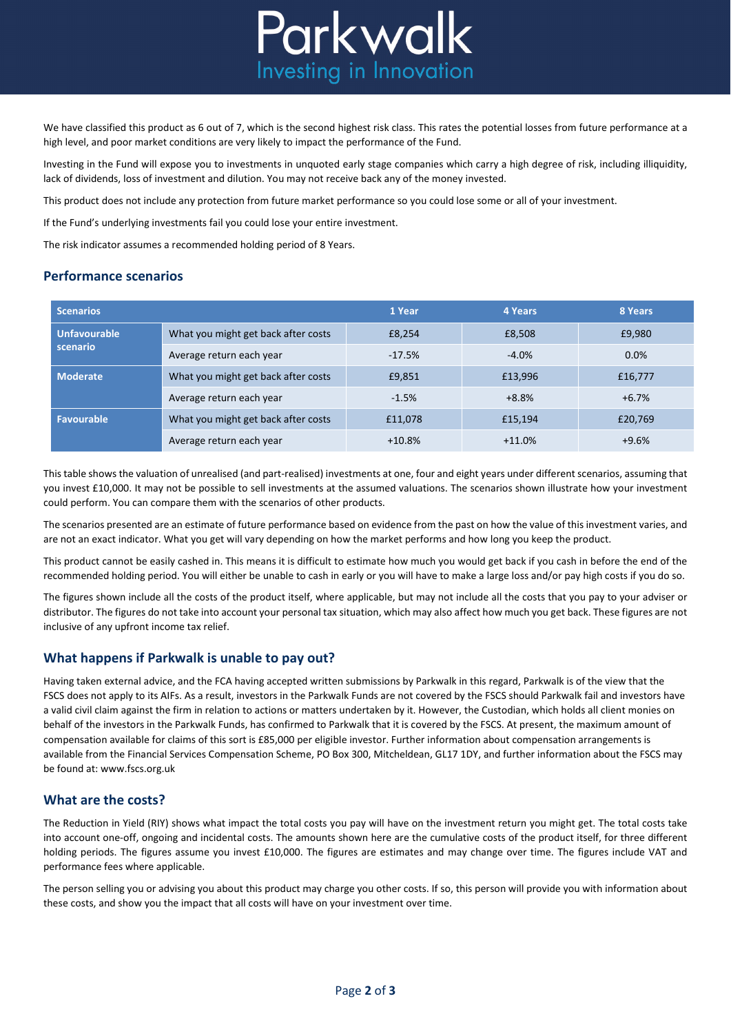We have classified this product as 6 out of 7, which is the second highest risk class. This rates the potential losses from future performance at a high level, and poor market conditions are very likely to impact the performance of the Fund.

Investing in the Fund will expose you to investments in unquoted early stage companies which carry a high degree of risk, including illiquidity, lack of dividends, loss of investment and dilution. You may not receive back any of the money invested.

This product does not include any protection from future market performance so you could lose some or all of your investment.

If the Fund's underlying investments fail you could lose your entire investment.

The risk indicator assumes a recommended holding period of 8 Years.

## Performance scenarios

| Scenarios | | 1 Year | 4 Years | 8 Years |
|---|---|---|---|---|
| Unfavourable scenario | What you might get back after costs | £8,254 | £8,508 | £9,980 |
| | Average return each year | -17.5% | -4.0% | 0.0% |
| Moderate | What you might get back after costs | £9,851 | £13,996 | £16,777 |
| | Average return each year | -1.5% | +8.8% | +6.7% |
| Favourable | What you might get back after costs | £11,078 | £15,194 | £20,769 |
| | Average return each year | +10.8% | +11.0% | +9.6% |

This table shows the valuation of unrealised (and part-realised) investments at one, four and eight years under different scenarios, assuming that you invest £10,000. It may not be possible to sell investments at the assumed valuations. The scenarios shown illustrate how your investment could perform. You can compare them with the scenarios of other products.

The scenarios presented are an estimate of future performance based on evidence from the past on how the value of this investment varies, and are not an exact indicator. What you get will vary depending on how the market performs and how long you keep the product.

This product cannot be easily cashed in. This means it is difficult to estimate how much you would get back if you cash in before the end of the recommended holding period. You will either be unable to cash in early or you will have to make a large loss and/or pay high costs if you do so.

The figures shown include all the costs of the product itself, where applicable, but may not include all the costs that you pay to your adviser or distributor. The figures do not take into account your personal tax situation, which may also affect how much you get back. These figures are not inclusive of any upfront income tax relief.

## What happens if Parkwalk is unable to pay out?

Having taken external advice, and the FCA having accepted written submissions by Parkwalk in this regard, Parkwalk is of the view that the FSCS does not apply to its AIFs. As a result, investors in the Parkwalk Funds are not covered by the FSCS should Parkwalk fail and investors have a valid civil claim against the firm in relation to actions or matters undertaken by it. However, the Custodian, which holds all client monies on behalf of the investors in the Parkwalk Funds, has confirmed to Parkwalk that it is covered by the FSCS. At present, the maximum amount of compensation available for claims of this sort is £85,000 per eligible investor. Further information about compensation arrangements is available from the Financial Services Compensation Scheme, PO Box 300, Mitcheldean, GL17 1DY, and further information about the FSCS may be found at: www.fscs.org.uk

## What are the costs?

The Reduction in Yield (RIY) shows what impact the total costs you pay will have on the investment return you might get. The total costs take into account one-off, ongoing and incidental costs. The amounts shown here are the cumulative costs of the product itself, for three different holding periods. The figures assume you invest £10,000. The figures are estimates and may change over time. The figures include VAT and performance fees where applicable.

The person selling you or advising you about this product may charge you other costs. If so, this person will provide you with information about these costs, and show you the impact that all costs will have on your investment over time.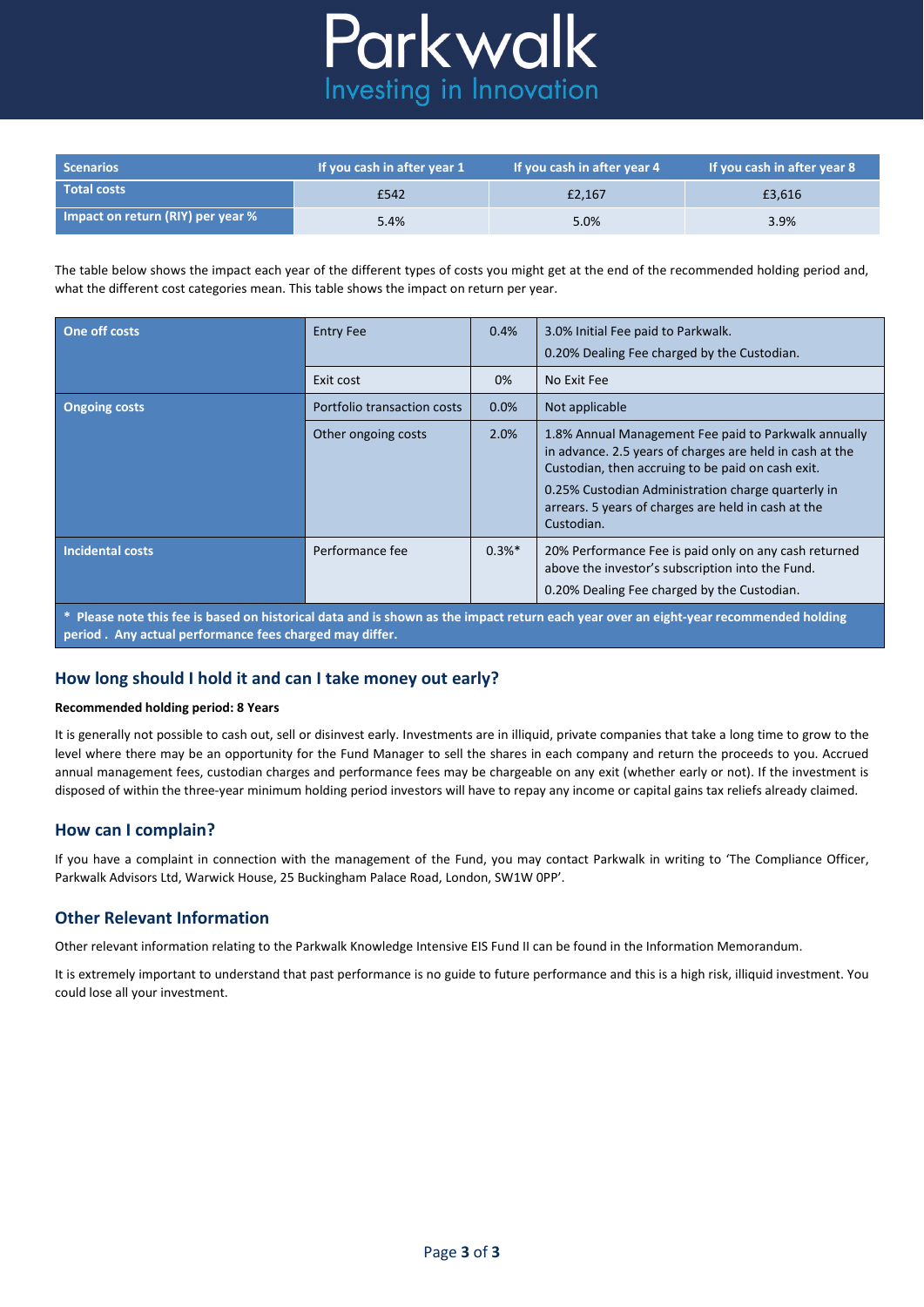Parkwalk
Investing in Innovation

| Scenarios | If you cash in after year 1 | If you cash in after year 4 | If you cash in after year 8 |
|---|---|---|---|
| Total costs | £542 | £2,167 | £3,616 |
| Impact on return (RIY) per year % | 5.4% | 5.0% | 3.9% |

The table below shows the impact each year of the different types of costs you might get at the end of the recommended holding period and, what the different cost categories mean. This table shows the impact on return per year.

| | | | |
|---|---|---|---|
| **One off costs** | Entry Fee | 0.4% | 3.0% Initial Fee paid to Parkwalk.<br>0.20% Dealing Fee charged by the Custodian. |
| | Exit cost | 0% | No Exit Fee |
| **Ongoing costs** | Portfolio transaction costs | 0.0% | Not applicable |
| | Other ongoing costs | 2.0% | 1.8% Annual Management Fee paid to Parkwalk annually in advance. 2.5 years of charges are held in cash at the Custodian, then accruing to be paid on cash exit.<br>0.25% Custodian Administration charge quarterly in arrears. 5 years of charges are held in cash at the Custodian. |
| **Incidental costs** | Performance fee | 0.3%* | 20% Performance Fee is paid only on any cash returned above the investor's subscription into the Fund.<br>0.20% Dealing Fee charged by the Custodian. |

**\* Please note this fee is based on historical data and is shown as the impact return each year over an eight-year recommended holding period . Any actual performance fees charged may differ.**

## How long should I hold it and can I take money out early?

**Recommended holding period: 8 Years**

It is generally not possible to cash out, sell or disinvest early. Investments are in illiquid, private companies that take a long time to grow to the level where there may be an opportunity for the Fund Manager to sell the shares in each company and return the proceeds to you. Accrued annual management fees, custodian charges and performance fees may be chargeable on any exit (whether early or not). If the investment is disposed of within the three-year minimum holding period investors will have to repay any income or capital gains tax reliefs already claimed.

## How can I complain?

If you have a complaint in connection with the management of the Fund, you may contact Parkwalk in writing to 'The Compliance Officer, Parkwalk Advisors Ltd, Warwick House, 25 Buckingham Palace Road, London, SW1W 0PP'.

## Other Relevant Information

Other relevant information relating to the Parkwalk Knowledge Intensive EIS Fund II can be found in the Information Memorandum.

It is extremely important to understand that past performance is no guide to future performance and this is a high risk, illiquid investment. You could lose all your investment.